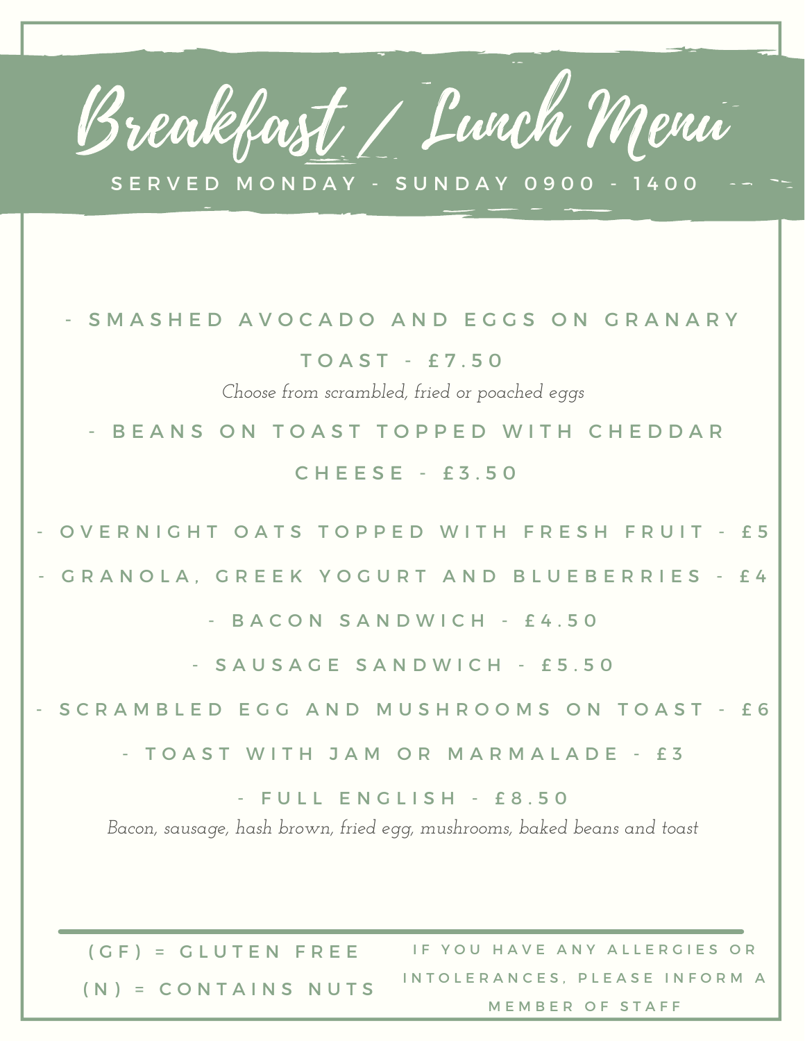# Breakfast / Lunch Menu

SERVED MONDAY - SUNDAY 0900 - 1400

- SMASHED AVOCADO AND EGGS ON GRANARY TOAST - £7.50

  *Choose from scrambled, fried or poached eggs*

- BEANS ON TOAST TOPPED WITH CHEDDAR CHEESE - £3.50
- OVERNIGHT OATS TOPPED WITH FRESH FRUIT - £5
- GRANOLA, GREEK YOGURT AND BLUEBERRIES - £4
- BACON SANDWICH - £4.50
- SAUSAGE SANDWICH - £5.50
- SCRAMBLED EGG AND MUSHROOMS ON TOAST - £6
- TOAST WITH JAM OR MARMALADE - £3
- FULL ENGLISH - £8.50

  *Bacon, sausage, hash brown, fried egg, mushrooms, baked beans and toast*

---

(GF) = GLUTEN FREE

(N) = CONTAINS NUTS

IF YOU HAVE ANY ALLERGIES OR INTOLERANCES, PLEASE INFORM A MEMBER OF STAFF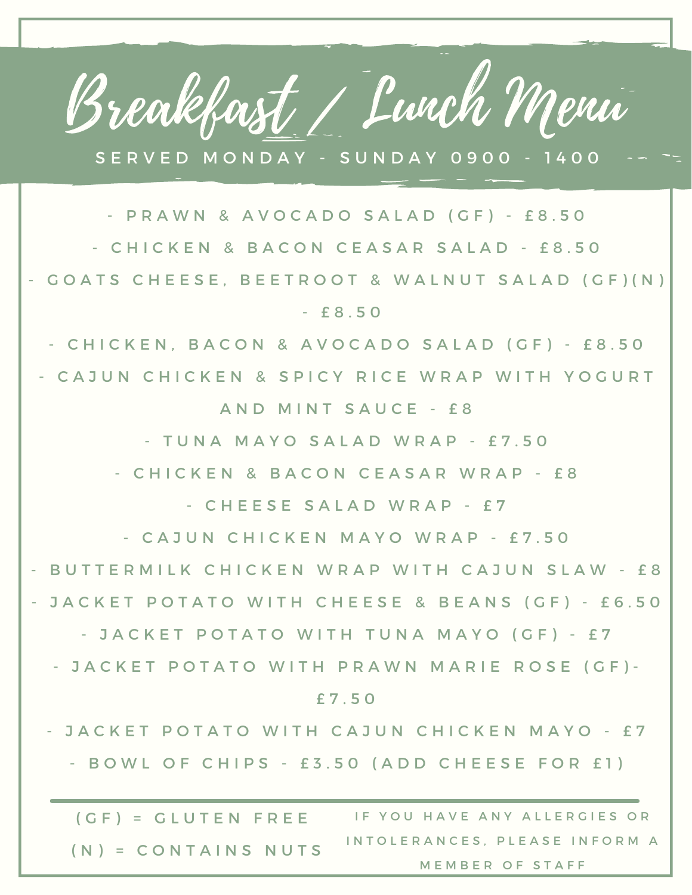# Breakfast / Lunch Menu

SERVED MONDAY - SUNDAY 0900 - 1400

- PRAWN & AVOCADO SALAD (GF) - £8.50
- CHICKEN & BACON CEASAR SALAD - £8.50
- GOATS CHEESE, BEETROOT & WALNUT SALAD (GF)(N) - £8.50
- CHICKEN, BACON & AVOCADO SALAD (GF) - £8.50
- CAJUN CHICKEN & SPICY RICE WRAP WITH YOGURT AND MINT SAUCE - £8
- TUNA MAYO SALAD WRAP - £7.50
- CHICKEN & BACON CEASAR WRAP - £8
- CHEESE SALAD WRAP - £7
- CAJUN CHICKEN MAYO WRAP - £7.50
- BUTTERMILK CHICKEN WRAP WITH CAJUN SLAW - £8
- JACKET POTATO WITH CHEESE & BEANS (GF) - £6.50
- JACKET POTATO WITH TUNA MAYO (GF) - £7
- JACKET POTATO WITH PRAWN MARIE ROSE (GF)- £7.50
- JACKET POTATO WITH CAJUN CHICKEN MAYO - £7
- BOWL OF CHIPS - £3.50 (ADD CHEESE FOR £1)

---

(GF) = GLUTEN FREE

(N) = CONTAINS NUTS

IF YOU HAVE ANY ALLERGIES OR INTOLERANCES, PLEASE INFORM A MEMBER OF STAFF